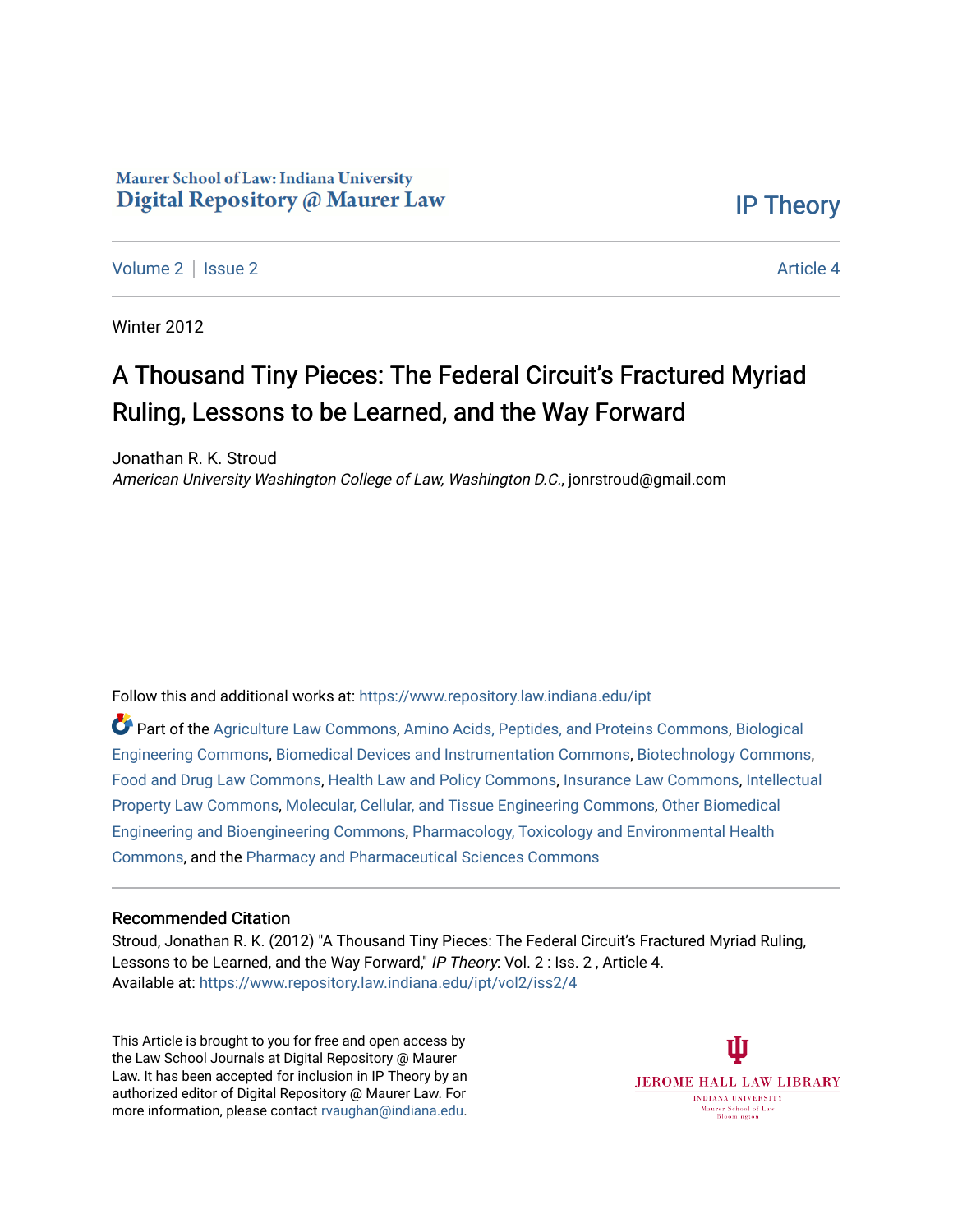Maurer School of Law: Indiana University
Digital Repository @ Maurer Law

IP Theory

Volume 2 | Issue 2 Article 4

Winter 2012

# A Thousand Tiny Pieces: The Federal Circuit's Fractured Myriad Ruling, Lessons to be Learned, and the Way Forward

Jonathan R. K. Stroud
*American University Washington College of Law, Washington D.C.*, jonrstroud@gmail.com

Follow this and additional works at: https://www.repository.law.indiana.edu/ipt

Part of the Agriculture Law Commons, Amino Acids, Peptides, and Proteins Commons, Biological Engineering Commons, Biomedical Devices and Instrumentation Commons, Biotechnology Commons, Food and Drug Law Commons, Health Law and Policy Commons, Insurance Law Commons, Intellectual Property Law Commons, Molecular, Cellular, and Tissue Engineering Commons, Other Biomedical Engineering and Bioengineering Commons, Pharmacology, Toxicology and Environmental Health Commons, and the Pharmacy and Pharmaceutical Sciences Commons

## Recommended Citation

Stroud, Jonathan R. K. (2012) "A Thousand Tiny Pieces: The Federal Circuit's Fractured Myriad Ruling, Lessons to be Learned, and the Way Forward," *IP Theory*: Vol. 2 : Iss. 2 , Article 4.
Available at: https://www.repository.law.indiana.edu/ipt/vol2/iss2/4

This Article is brought to you for free and open access by the Law School Journals at Digital Repository @ Maurer Law. It has been accepted for inclusion in IP Theory by an authorized editor of Digital Repository @ Maurer Law. For more information, please contact rvaughan@indiana.edu.

JEROME HALL LAW LIBRARY
INDIANA UNIVERSITY
Maurer School of Law
Bloomington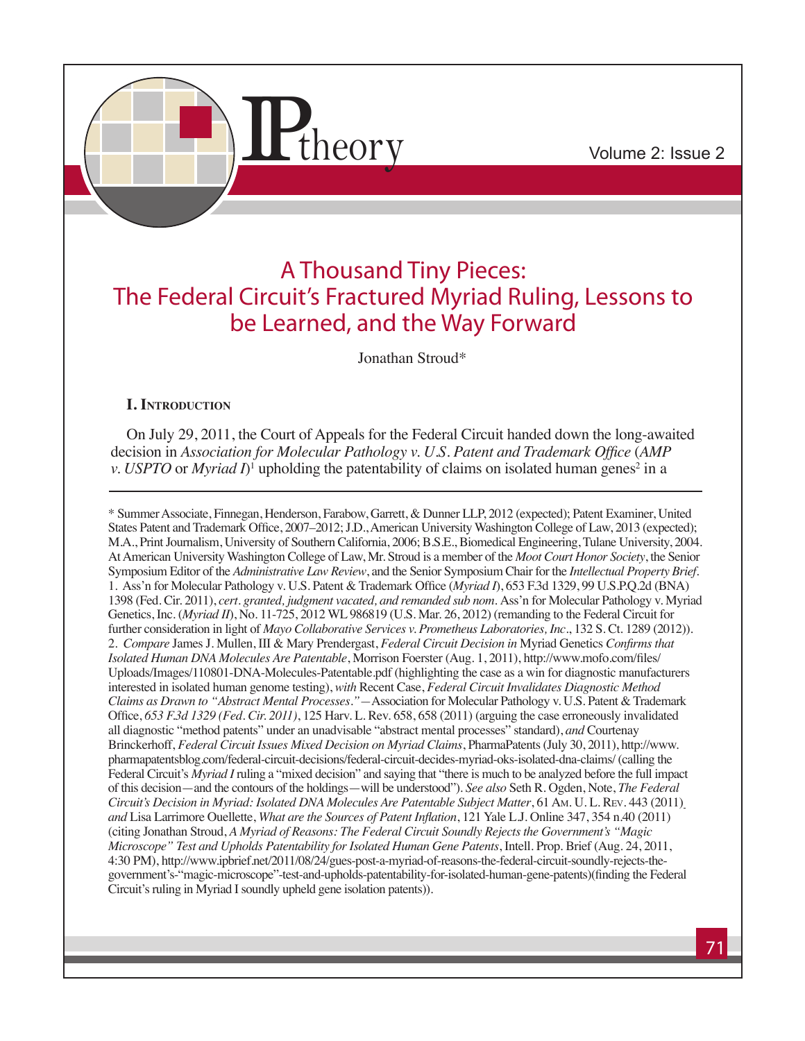# A Thousand Tiny Pieces: The Federal Circuit's Fractured Myriad Ruling, Lessons to be Learned, and the Way Forward

Jonathan Stroud*

## I. Introduction

On July 29, 2011, the Court of Appeals for the Federal Circuit handed down the long-awaited decision in *Association for Molecular Pathology v. U.S. Patent and Trademark Office* (*AMP v. USPTO* or *Myriad I*)[1] upholding the patentability of claims on isolated human genes[2] in a

---

\* Summer Associate, Finnegan, Henderson, Farabow, Garrett, & Dunner LLP, 2012 (expected); Patent Examiner, United States Patent and Trademark Office, 2007–2012; J.D., American University Washington College of Law, 2013 (expected); M.A., Print Journalism, University of Southern California, 2006; B.S.E., Biomedical Engineering, Tulane University, 2004. At American University Washington College of Law, Mr. Stroud is a member of the *Moot Court Honor Society*, the Senior Symposium Editor of the *Administrative Law Review*, and the Senior Symposium Chair for the *Intellectual Property Brief*.

1. Ass'n for Molecular Pathology v. U.S. Patent & Trademark Office (*Myriad I*), 653 F.3d 1329, 99 U.S.P.Q.2d (BNA) 1398 (Fed. Cir. 2011), *cert. granted, judgment vacated, and remanded sub nom*. Ass'n for Molecular Pathology v. Myriad Genetics, Inc. (*Myriad II*), No. 11-725, 2012 WL 986819 (U.S. Mar. 26, 2012) (remanding to the Federal Circuit for further consideration in light of *Mayo Collaborative Services v. Prometheus Laboratories, Inc*., 132 S. Ct. 1289 (2012)).

2. *Compare* James J. Mullen, III & Mary Prendergast, *Federal Circuit Decision in* Myriad Genetics *Confirms that Isolated Human DNA Molecules Are Patentable*, Morrison Foerster (Aug. 1, 2011), http://www.mofo.com/files/Uploads/Images/110801-DNA-Molecules-Patentable.pdf (highlighting the case as a win for diagnostic manufacturers interested in isolated human genome testing), *with* Recent Case, *Federal Circuit Invalidates Diagnostic Method Claims as Drawn to "Abstract Mental Processes."—*Association for Molecular Pathology v. U.S. Patent & Trademark Office, *653 F.3d 1329 (Fed. Cir. 2011)*, 125 Harv. L. Rev. 658, 658 (2011) (arguing the case erroneously invalidated all diagnostic "method patents" under an unadvisable "abstract mental processes" standard), *and* Courtenay Brinckerhoff, *Federal Circuit Issues Mixed Decision on Myriad Claims*, PharmaPatents (July 30, 2011), http://www.pharmapatentsblog.com/federal-circuit-decisions/federal-circuit-decides-myriad-oks-isolated-dna-claims/ (calling the Federal Circuit's *Myriad I* ruling a "mixed decision" and saying that "there is much to be analyzed before the full impact of this decision—and the contours of the holdings—will be understood"). *See also* Seth R. Ogden, Note, *The Federal Circuit's Decision in Myriad: Isolated DNA Molecules Are Patentable Subject Matter*, 61 Am. U. L. Rev. 443 (2011) *and* Lisa Larrimore Ouellette, *What are the Sources of Patent Inflation*, 121 Yale L.J. Online 347, 354 n.40 (2011) (citing Jonathan Stroud, *A Myriad of Reasons: The Federal Circuit Soundly Rejects the Government's "Magic Microscope" Test and Upholds Patentability for Isolated Human Gene Patents*, Intell. Prop. Brief (Aug. 24, 2011, 4:30 PM), http://www.ipbrief.net/2011/08/24/gues-post-a-myriad-of-reasons-the-federal-circuit-soundly-rejects-the-government's-"magic-microscope"-test-and-upholds-patentability-for-isolated-human-gene-patents)(finding the Federal Circuit's ruling in Myriad I soundly upheld gene isolation patents)).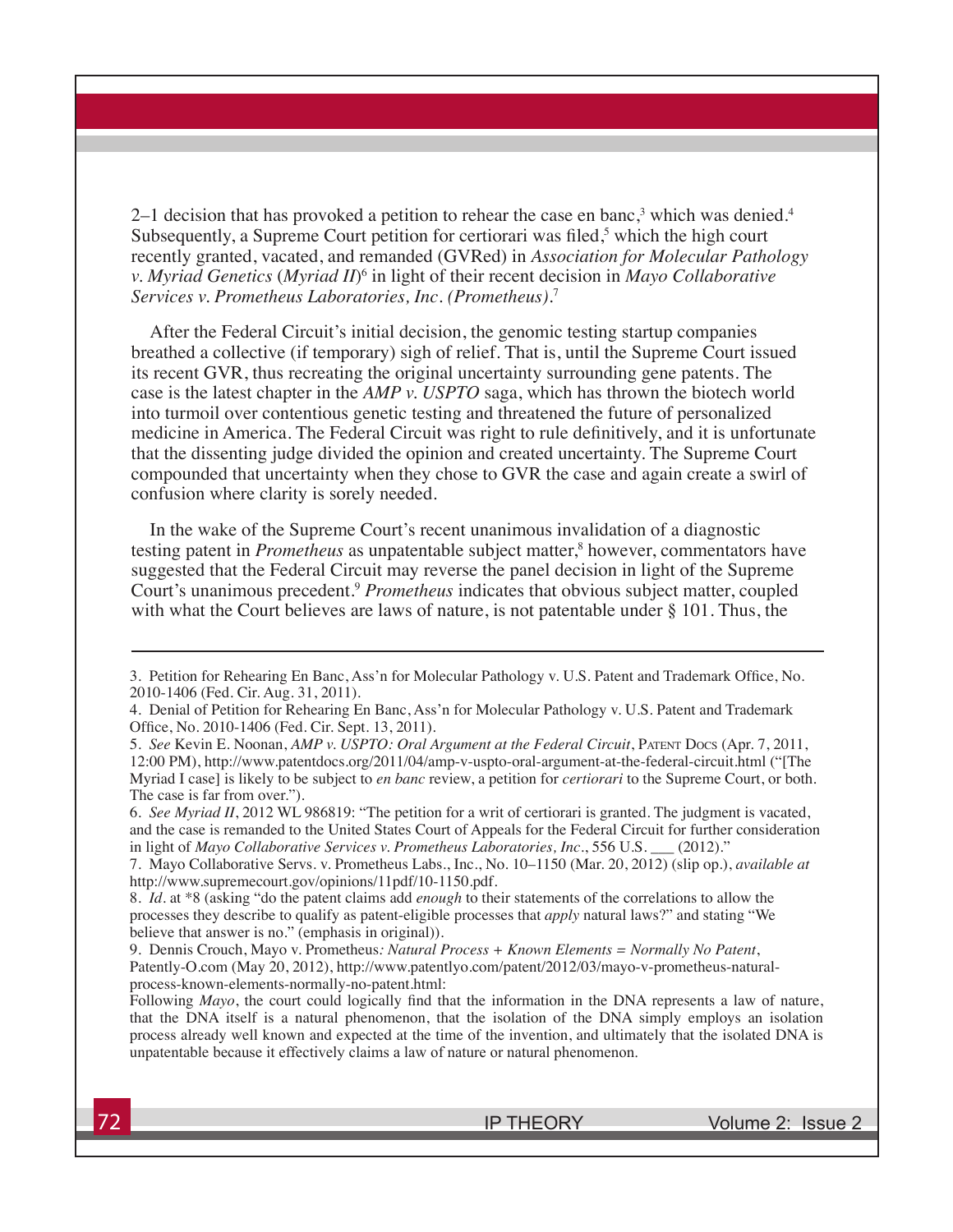2–1 decision that has provoked a petition to rehear the case en banc,[3] which was denied.[4] Subsequently, a Supreme Court petition for certiorari was filed,[5] which the high court recently granted, vacated, and remanded (GVRed) in *Association for Molecular Pathology v. Myriad Genetics* (*Myriad II*)[6] in light of their recent decision in *Mayo Collaborative Services v. Prometheus Laboratories, Inc. (Prometheus)*.[7]

After the Federal Circuit's initial decision, the genomic testing startup companies breathed a collective (if temporary) sigh of relief. That is, until the Supreme Court issued its recent GVR, thus recreating the original uncertainty surrounding gene patents. The case is the latest chapter in the *AMP v. USPTO* saga, which has thrown the biotech world into turmoil over contentious genetic testing and threatened the future of personalized medicine in America. The Federal Circuit was right to rule definitively, and it is unfortunate that the dissenting judge divided the opinion and created uncertainty. The Supreme Court compounded that uncertainty when they chose to GVR the case and again create a swirl of confusion where clarity is sorely needed.

In the wake of the Supreme Court's recent unanimous invalidation of a diagnostic testing patent in *Prometheus* as unpatentable subject matter,[8] however, commentators have suggested that the Federal Circuit may reverse the panel decision in light of the Supreme Court's unanimous precedent.[9] *Prometheus* indicates that obvious subject matter, coupled with what the Court believes are laws of nature, is not patentable under § 101. Thus, the

---

3. Petition for Rehearing En Banc, Ass'n for Molecular Pathology v. U.S. Patent and Trademark Office, No. 2010-1406 (Fed. Cir. Aug. 31, 2011).

4. Denial of Petition for Rehearing En Banc, Ass'n for Molecular Pathology v. U.S. Patent and Trademark Office, No. 2010-1406 (Fed. Cir. Sept. 13, 2011).

5. *See* Kevin E. Noonan, *AMP v. USPTO: Oral Argument at the Federal Circuit*, Patent Docs (Apr. 7, 2011, 12:00 PM), http://www.patentdocs.org/2011/04/amp-v-uspto-oral-argument-at-the-federal-circuit.html ("[The Myriad I case] is likely to be subject to *en banc* review, a petition for *certiorari* to the Supreme Court, or both. The case is far from over.").

6. *See Myriad II*, 2012 WL 986819: "The petition for a writ of certiorari is granted. The judgment is vacated, and the case is remanded to the United States Court of Appeals for the Federal Circuit for further consideration in light of *Mayo Collaborative Services v. Prometheus Laboratories, Inc*., 556 U.S. ___ (2012)."

7. Mayo Collaborative Servs. v. Prometheus Labs., Inc., No. 10–1150 (Mar. 20, 2012) (slip op.), *available at* http://www.supremecourt.gov/opinions/11pdf/10-1150.pdf.

8. *Id*. at *8 (asking "do the patent claims add *enough* to their statements of the correlations to allow the processes they describe to qualify as patent-eligible processes that *apply* natural laws?" and stating "We believe that answer is no." (emphasis in original)).

9. Dennis Crouch, Mayo v. Prometheus*: Natural Process + Known Elements = Normally No Patent*, Patently-O.com (May 20, 2012), http://www.patentlyo.com/patent/2012/03/mayo-v-prometheus-natural-process-known-elements-normally-no-patent.html:

> Following *Mayo*, the court could logically find that the information in the DNA represents a law of nature, that the DNA itself is a natural phenomenon, that the isolation of the DNA simply employs an isolation process already well known and expected at the time of the invention, and ultimately that the isolated DNA is unpatentable because it effectively claims a law of nature or natural phenomenon.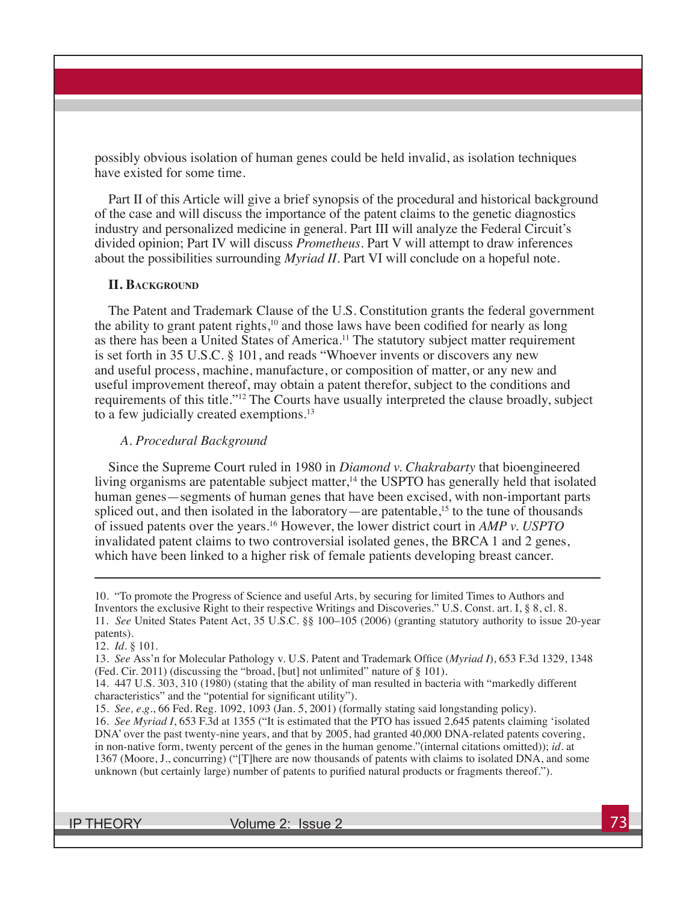possibly obvious isolation of human genes could be held invalid, as isolation techniques have existed for some time.

Part II of this Article will give a brief synopsis of the procedural and historical background of the case and will discuss the importance of the patent claims to the genetic diagnostics industry and personalized medicine in general. Part III will analyze the Federal Circuit's divided opinion; Part IV will discuss *Prometheus*. Part V will attempt to draw inferences about the possibilities surrounding *Myriad II*. Part VI will conclude on a hopeful note.

## II. Background

The Patent and Trademark Clause of the U.S. Constitution grants the federal government the ability to grant patent rights,[10] and those laws have been codified for nearly as long as there has been a United States of America.[11] The statutory subject matter requirement is set forth in 35 U.S.C. § 101, and reads "Whoever invents or discovers any new and useful process, machine, manufacture, or composition of matter, or any new and useful improvement thereof, may obtain a patent therefor, subject to the conditions and requirements of this title."[12] The Courts have usually interpreted the clause broadly, subject to a few judicially created exemptions.[13]

### *A. Procedural Background*

Since the Supreme Court ruled in 1980 in *Diamond v. Chakrabarty* that bioengineered living organisms are patentable subject matter,[14] the USPTO has generally held that isolated human genes—segments of human genes that have been excised, with non-important parts spliced out, and then isolated in the laboratory—are patentable,[15] to the tune of thousands of issued patents over the years.[16] However, the lower district court in *AMP v. USPTO* invalidated patent claims to two controversial isolated genes, the BRCA 1 and 2 genes, which have been linked to a higher risk of female patients developing breast cancer.

---

10. "To promote the Progress of Science and useful Arts, by securing for limited Times to Authors and Inventors the exclusive Right to their respective Writings and Discoveries." U.S. Const. art. I, § 8, cl. 8.

11. *See* United States Patent Act, 35 U.S.C. §§ 100–105 (2006) (granting statutory authority to issue 20-year patents).

12. *Id.* § 101.

13. *See* Ass'n for Molecular Pathology v. U.S. Patent and Trademark Office (*Myriad I*), 653 F.3d 1329, 1348 (Fed. Cir. 2011) (discussing the "broad, [but] not unlimited" nature of § 101).

14. 447 U.S. 303, 310 (1980) (stating that the ability of man resulted in bacteria with "markedly different characteristics" and the "potential for significant utility").

15. *See, e.g.*, 66 Fed. Reg. 1092, 1093 (Jan. 5, 2001) (formally stating said longstanding policy).

16. *See Myriad I*, 653 F.3d at 1355 ("It is estimated that the PTO has issued 2,645 patents claiming 'isolated DNA' over the past twenty-nine years, and that by 2005, had granted 40,000 DNA-related patents covering, in non-native form, twenty percent of the genes in the human genome."(internal citations omitted)); *id.* at 1367 (Moore, J., concurring) ("[T]here are now thousands of patents with claims to isolated DNA, and some unknown (but certainly large) number of patents to purified natural products or fragments thereof.").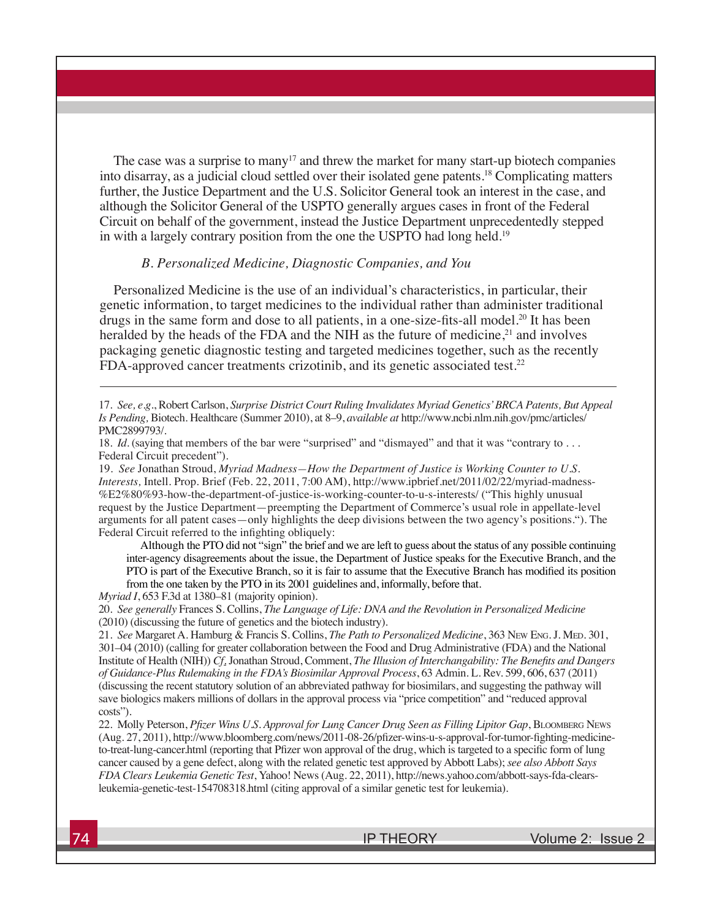The case was a surprise to many[17] and threw the market for many start-up biotech companies into disarray, as a judicial cloud settled over their isolated gene patents.[18] Complicating matters further, the Justice Department and the U.S. Solicitor General took an interest in the case, and although the Solicitor General of the USPTO generally argues cases in front of the Federal Circuit on behalf of the government, instead the Justice Department unprecedentedly stepped in with a largely contrary position from the one the USPTO had long held.[19]

*B. Personalized Medicine, Diagnostic Companies, and You*

Personalized Medicine is the use of an individual's characteristics, in particular, their genetic information, to target medicines to the individual rather than administer traditional drugs in the same form and dose to all patients, in a one-size-fits-all model.[20] It has been heralded by the heads of the FDA and the NIH as the future of medicine,[21] and involves packaging genetic diagnostic testing and targeted medicines together, such as the recently FDA-approved cancer treatments crizotinib, and its genetic associated test.[22]

---

17. *See, e.g.*, Robert Carlson, *Surprise District Court Ruling Invalidates Myriad Genetics' BRCA Patents, But Appeal Is Pending,* Biotech. Healthcare (Summer 2010), at 8–9, *available at* http://www.ncbi.nlm.nih.gov/pmc/articles/PMC2899793/.

18. *Id.* (saying that members of the bar were "surprised" and "dismayed" and that it was "contrary to . . . Federal Circuit precedent").

19. *See* Jonathan Stroud, *Myriad Madness—How the Department of Justice is Working Counter to U.S. Interests,* Intell. Prop. Brief (Feb. 22, 2011, 7:00 AM), http://www.ipbrief.net/2011/02/22/myriad-madness-%E2%80%93-how-the-department-of-justice-is-working-counter-to-u-s-interests/ ("This highly unusual request by the Justice Department—preempting the Department of Commerce's usual role in appellate-level arguments for all patent cases—only highlights the deep divisions between the two agency's positions."). The Federal Circuit referred to the infighting obliquely:

> Although the PTO did not "sign" the brief and we are left to guess about the status of any possible continuing inter-agency disagreements about the issue, the Department of Justice speaks for the Executive Branch, and the PTO is part of the Executive Branch, so it is fair to assume that the Executive Branch has modified its position from the one taken by the PTO in its 2001 guidelines and, informally, before that.

*Myriad I*, 653 F.3d at 1380–81 (majority opinion).

20. *See generally* Frances S. Collins, *The Language of Life: DNA and the Revolution in Personalized Medicine* (2010) (discussing the future of genetics and the biotech industry).

21. *See* Margaret A. Hamburg & Francis S. Collins, *The Path to Personalized Medicine*, 363 New Eng. J. Med. 301, 301–04 (2010) (calling for greater collaboration between the Food and Drug Administrative (FDA) and the National Institute of Health (NIH)) *Cf.* Jonathan Stroud, Comment, *The Illusion of Interchangability: The Benefits and Dangers of Guidance-Plus Rulemaking in the FDA's Biosimilar Approval Process*, 63 Admin. L. Rev. 599, 606, 637 (2011) (discussing the recent statutory solution of an abbreviated pathway for biosimilars, and suggesting the pathway will save biologics makers millions of dollars in the approval process via "price competition" and "reduced approval costs").

22. Molly Peterson, *Pfizer Wins U.S. Approval for Lung Cancer Drug Seen as Filling Lipitor Gap*, Bloomberg News (Aug. 27, 2011), http://www.bloomberg.com/news/2011-08-26/pfizer-wins-u-s-approval-for-tumor-fighting-medicine-to-treat-lung-cancer.html (reporting that Pfizer won approval of the drug, which is targeted to a specific form of lung cancer caused by a gene defect, along with the related genetic test approved by Abbott Labs); *see also Abbott Says FDA Clears Leukemia Genetic Test*, Yahoo! News (Aug. 22, 2011), http://news.yahoo.com/abbott-says-fda-clears-leukemia-genetic-test-154708318.html (citing approval of a similar genetic test for leukemia).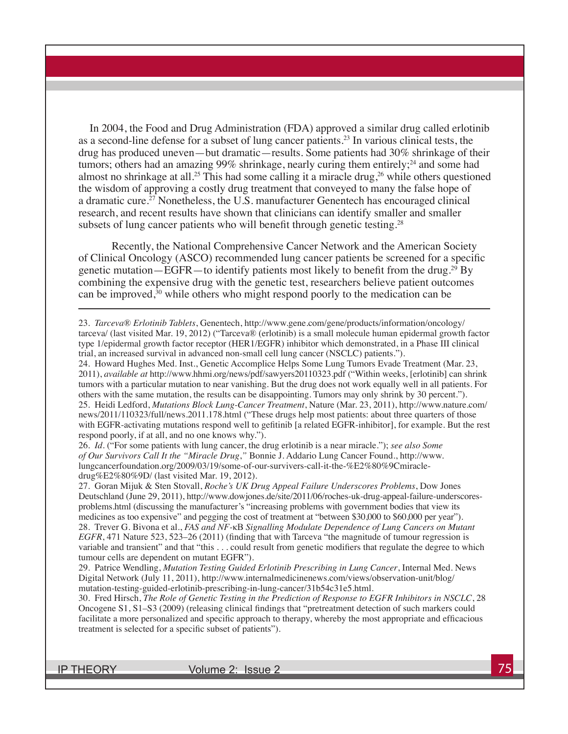In 2004, the Food and Drug Administration (FDA) approved a similar drug called erlotinib as a second-line defense for a subset of lung cancer patients.[23] In various clinical tests, the drug has produced uneven—but dramatic—results. Some patients had 30% shrinkage of their tumors; others had an amazing 99% shrinkage, nearly curing them entirely;[24] and some had almost no shrinkage at all.[25] This had some calling it a miracle drug,[26] while others questioned the wisdom of approving a costly drug treatment that conveyed to many the false hope of a dramatic cure.[27] Nonetheless, the U.S. manufacturer Genentech has encouraged clinical research, and recent results have shown that clinicians can identify smaller and smaller subsets of lung cancer patients who will benefit through genetic testing.[28]

Recently, the National Comprehensive Cancer Network and the American Society of Clinical Oncology (ASCO) recommended lung cancer patients be screened for a specific genetic mutation—EGFR—to identify patients most likely to benefit from the drug.[29] By combining the expensive drug with the genetic test, researchers believe patient outcomes can be improved,[30] while others who might respond poorly to the medication can be

---

23. *Tarceva® Erlotinib Tablets*, Genentech, http://www.gene.com/gene/products/information/oncology/tarceva/ (last visited Mar. 19, 2012) ("Tarceva® (erlotinib) is a small molecule human epidermal growth factor type 1/epidermal growth factor receptor (HER1/EGFR) inhibitor which demonstrated, in a Phase III clinical trial, an increased survival in advanced non-small cell lung cancer (NSCLC) patients.").

24. Howard Hughes Med. Inst., Genetic Accomplice Helps Some Lung Tumors Evade Treatment (Mar. 23, 2011), *available at* http://www.hhmi.org/news/pdf/sawyers20110323.pdf ("Within weeks, [erlotinib] can shrink tumors with a particular mutation to near vanishing. But the drug does not work equally well in all patients. For others with the same mutation, the results can be disappointing. Tumors may only shrink by 30 percent.").

25. Heidi Ledford, *Mutations Block Lung-Cancer Treatment*, Nature (Mar. 23, 2011), http://www.nature.com/news/2011/110323/full/news.2011.178.html ("These drugs help most patients: about three quarters of those with EGFR-activating mutations respond well to gefitinib [a related EGFR-inhibitor], for example. But the rest respond poorly, if at all, and no one knows why.").

26. *Id*. ("For some patients with lung cancer, the drug erlotinib is a near miracle."); *see also Some of Our Survivors Call It the "Miracle Drug*,*"* Bonnie J. Addario Lung Cancer Found., http://www.lungcancerfoundation.org/2009/03/19/some-of-our-survivers-call-it-the-%E2%80%9Cmiracle-drug%E2%80%9D/ (last visited Mar. 19, 2012).

27. Goran Mijuk & Sten Stovall, *Roche's UK Drug Appeal Failure Underscores Problems*, Dow Jones Deutschland (June 29, 2011), http://www.dowjones.de/site/2011/06/roches-uk-drug-appeal-failure-underscores-problems.html (discussing the manufacturer's "increasing problems with government bodies that view its medicines as too expensive" and pegging the cost of treatment at "between $30,000 to $60,000 per year").

28. Trever G. Bivona et al., *FAS and NF-κB Signalling Modulate Dependence of Lung Cancers on Mutant EGFR*, 471 Nature 523, 523–26 (2011) (finding that with Tarceva "the magnitude of tumour regression is variable and transient" and that "this . . . could result from genetic modifiers that regulate the degree to which tumour cells are dependent on mutant EGFR").

29. Patrice Wendling, *Mutation Testing Guided Erlotinib Prescribing in Lung Cancer*, Internal Med. News Digital Network (July 11, 2011), http://www.internalmedicinenews.com/views/observation-unit/blog/mutation-testing-guided-erlotinib-prescribing-in-lung-cancer/31b54c31e5.html.

30. Fred Hirsch, *The Role of Genetic Testing in the Prediction of Response to EGFR Inhibitors in NSCLC*, 28 Oncogene S1, S1–S3 (2009) (releasing clinical findings that "pretreatment detection of such markers could facilitate a more personalized and specific approach to therapy, whereby the most appropriate and efficacious treatment is selected for a specific subset of patients").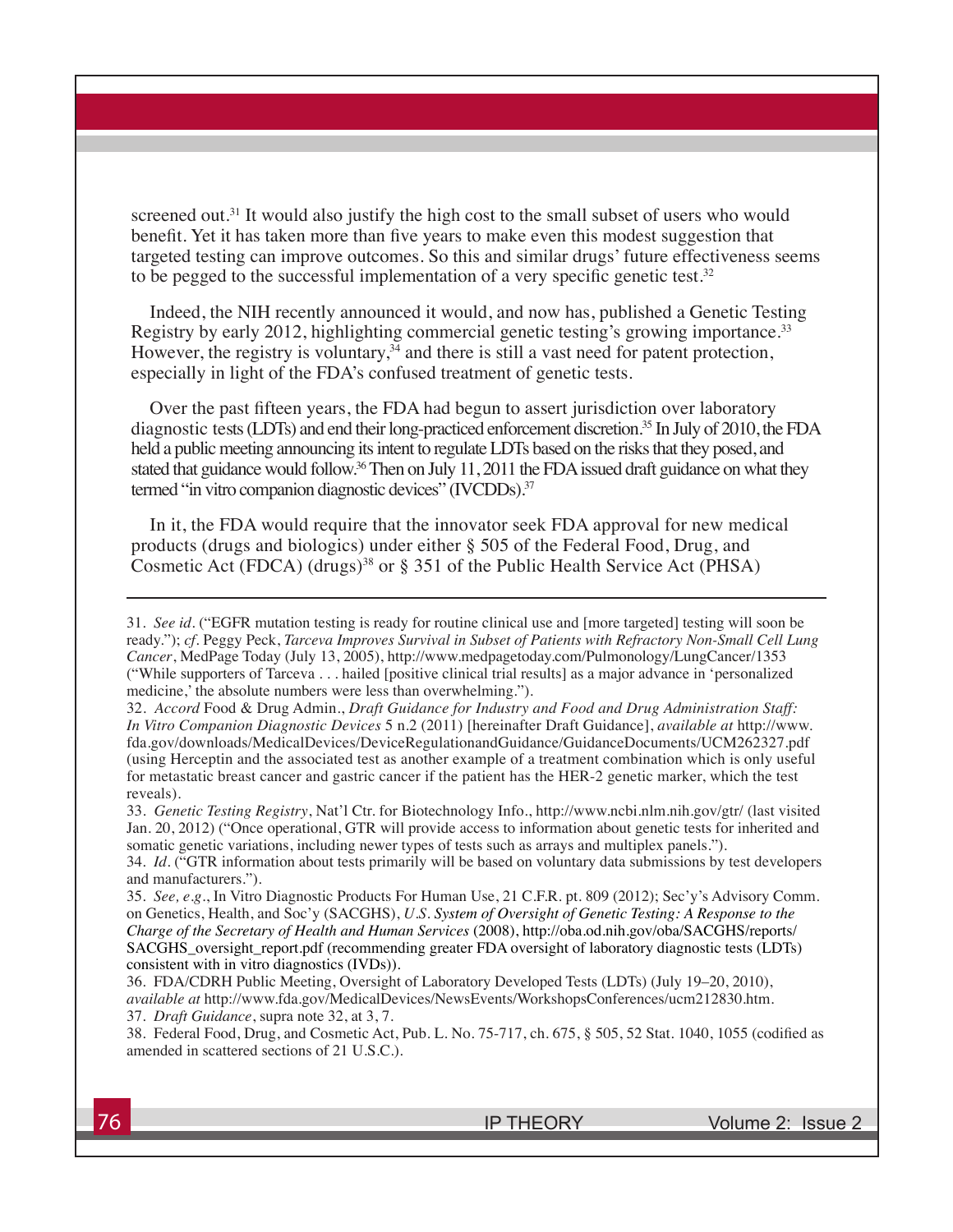screened out.[31] It would also justify the high cost to the small subset of users who would benefit. Yet it has taken more than five years to make even this modest suggestion that targeted testing can improve outcomes. So this and similar drugs' future effectiveness seems to be pegged to the successful implementation of a very specific genetic test.[32]

Indeed, the NIH recently announced it would, and now has, published a Genetic Testing Registry by early 2012, highlighting commercial genetic testing's growing importance.[33] However, the registry is voluntary,[34] and there is still a vast need for patent protection, especially in light of the FDA's confused treatment of genetic tests.

Over the past fifteen years, the FDA had begun to assert jurisdiction over laboratory diagnostic tests (LDTs) and end their long-practiced enforcement discretion.[35] In July of 2010, the FDA held a public meeting announcing its intent to regulate LDTs based on the risks that they posed, and stated that guidance would follow.[36] Then on July 11, 2011 the FDA issued draft guidance on what they termed "in vitro companion diagnostic devices" (IVCDDs).[37]

In it, the FDA would require that the innovator seek FDA approval for new medical products (drugs and biologics) under either § 505 of the Federal Food, Drug, and Cosmetic Act (FDCA) (drugs)[38] or § 351 of the Public Health Service Act (PHSA)

---

31. *See id.* ("EGFR mutation testing is ready for routine clinical use and [more targeted] testing will soon be ready."); *cf.* Peggy Peck, *Tarceva Improves Survival in Subset of Patients with Refractory Non-Small Cell Lung Cancer*, MedPage Today (July 13, 2005), http://www.medpagetoday.com/Pulmonology/LungCancer/1353 ("While supporters of Tarceva . . . hailed [positive clinical trial results] as a major advance in 'personalized medicine,' the absolute numbers were less than overwhelming.").

32. *Accord* Food & Drug Admin., *Draft Guidance for Industry and Food and Drug Administration Staff: In Vitro Companion Diagnostic Devices* 5 n.2 (2011) [hereinafter Draft Guidance], *available at* http://www.fda.gov/downloads/MedicalDevices/DeviceRegulationandGuidance/GuidanceDocuments/UCM262327.pdf (using Herceptin and the associated test as another example of a treatment combination which is only useful for metastatic breast cancer and gastric cancer if the patient has the HER-2 genetic marker, which the test reveals).

33. *Genetic Testing Registry*, Nat'l Ctr. for Biotechnology Info., http://www.ncbi.nlm.nih.gov/gtr/ (last visited Jan. 20, 2012) ("Once operational, GTR will provide access to information about genetic tests for inherited and somatic genetic variations, including newer types of tests such as arrays and multiplex panels.").

34. *Id.* ("GTR information about tests primarily will be based on voluntary data submissions by test developers and manufacturers.").

35. *See, e.g.*, In Vitro Diagnostic Products For Human Use, 21 C.F.R. pt. 809 (2012); Sec'y's Advisory Comm. on Genetics, Health, and Soc'y (SACGHS), *U.S. System of Oversight of Genetic Testing: A Response to the Charge of the Secretary of Health and Human Services* (2008), http://oba.od.nih.gov/oba/SACGHS/reports/SACGHS_oversight_report.pdf (recommending greater FDA oversight of laboratory diagnostic tests (LDTs) consistent with in vitro diagnostics (IVDs)).

36. FDA/CDRH Public Meeting, Oversight of Laboratory Developed Tests (LDTs) (July 19–20, 2010), *available at* http://www.fda.gov/MedicalDevices/NewsEvents/WorkshopsConferences/ucm212830.htm.

37. *Draft Guidance*, supra note 32, at 3, 7.

38. Federal Food, Drug, and Cosmetic Act, Pub. L. No. 75-717, ch. 675, § 505, 52 Stat. 1040, 1055 (codified as amended in scattered sections of 21 U.S.C.).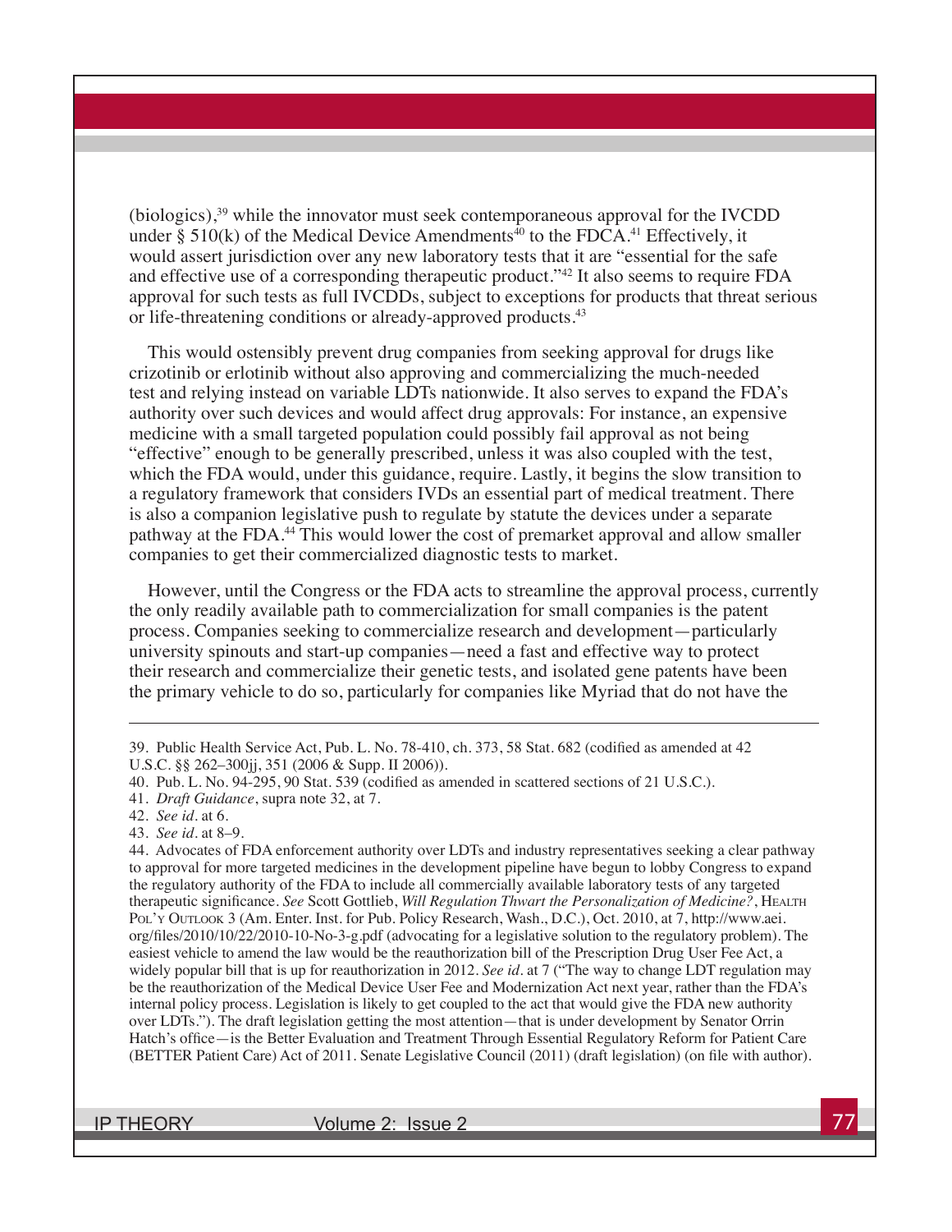(biologics),[39] while the innovator must seek contemporaneous approval for the IVCDD under § 510(k) of the Medical Device Amendments[40] to the FDCA.[41] Effectively, it would assert jurisdiction over any new laboratory tests that it are "essential for the safe and effective use of a corresponding therapeutic product."[42] It also seems to require FDA approval for such tests as full IVCDDs, subject to exceptions for products that threat serious or life-threatening conditions or already-approved products.[43]

This would ostensibly prevent drug companies from seeking approval for drugs like crizotinib or erlotinib without also approving and commercializing the much-needed test and relying instead on variable LDTs nationwide. It also serves to expand the FDA's authority over such devices and would affect drug approvals: For instance, an expensive medicine with a small targeted population could possibly fail approval as not being "effective" enough to be generally prescribed, unless it was also coupled with the test, which the FDA would, under this guidance, require. Lastly, it begins the slow transition to a regulatory framework that considers IVDs an essential part of medical treatment. There is also a companion legislative push to regulate by statute the devices under a separate pathway at the FDA.[44] This would lower the cost of premarket approval and allow smaller companies to get their commercialized diagnostic tests to market.

However, until the Congress or the FDA acts to streamline the approval process, currently the only readily available path to commercialization for small companies is the patent process. Companies seeking to commercialize research and development—particularly university spinouts and start-up companies—need a fast and effective way to protect their research and commercialize their genetic tests, and isolated gene patents have been the primary vehicle to do so, particularly for companies like Myriad that do not have the

---

39. Public Health Service Act, Pub. L. No. 78-410, ch. 373, 58 Stat. 682 (codified as amended at 42 U.S.C. §§ 262–300jj, 351 (2006 & Supp. II 2006)).

40. Pub. L. No. 94-295, 90 Stat. 539 (codified as amended in scattered sections of 21 U.S.C.).

41. *Draft Guidance*, supra note 32, at 7.

42. *See id*. at 6.

43. *See id*. at 8–9.

44. Advocates of FDA enforcement authority over LDTs and industry representatives seeking a clear pathway to approval for more targeted medicines in the development pipeline have begun to lobby Congress to expand the regulatory authority of the FDA to include all commercially available laboratory tests of any targeted therapeutic significance. *See* Scott Gottlieb, *Will Regulation Thwart the Personalization of Medicine?*, Health Pol'y Outlook 3 (Am. Enter. Inst. for Pub. Policy Research, Wash., D.C.), Oct. 2010, at 7, http://www.aei.org/files/2010/10/22/2010-10-No-3-g.pdf (advocating for a legislative solution to the regulatory problem). The easiest vehicle to amend the law would be the reauthorization bill of the Prescription Drug User Fee Act, a widely popular bill that is up for reauthorization in 2012. *See id*. at 7 ("The way to change LDT regulation may be the reauthorization of the Medical Device User Fee and Modernization Act next year, rather than the FDA's internal policy process. Legislation is likely to get coupled to the act that would give the FDA new authority over LDTs."). The draft legislation getting the most attention—that is under development by Senator Orrin Hatch's office—is the Better Evaluation and Treatment Through Essential Regulatory Reform for Patient Care (BETTER Patient Care) Act of 2011. Senate Legislative Council (2011) (draft legislation) (on file with author).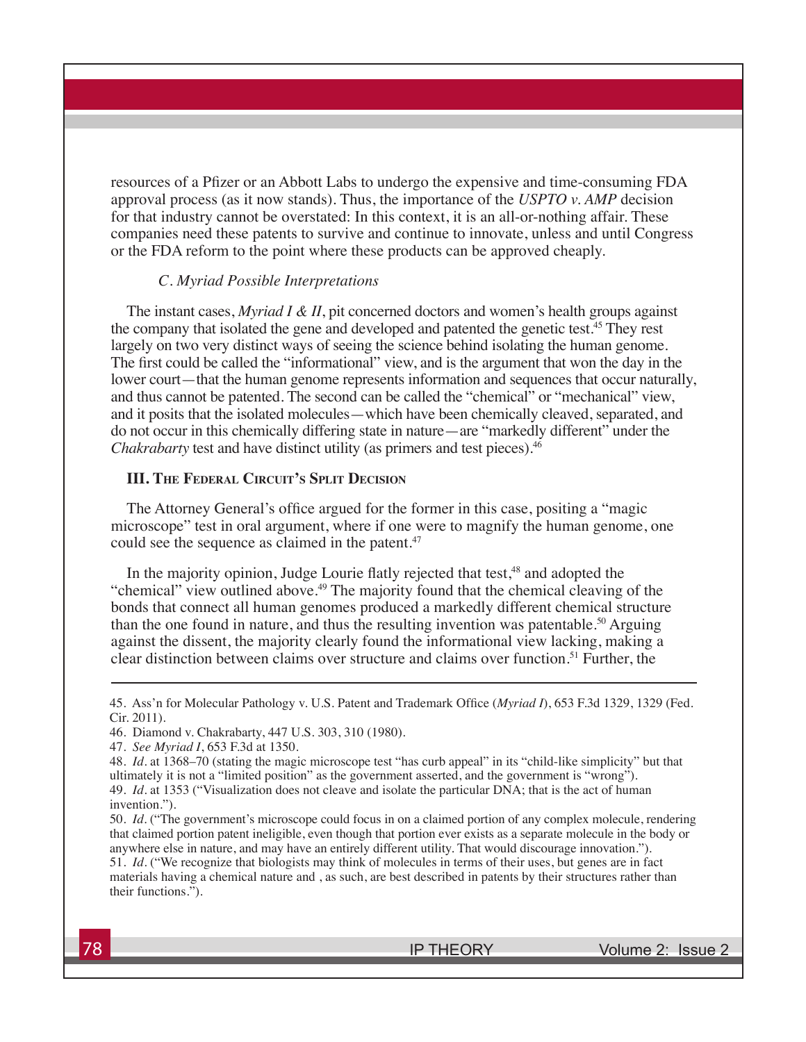resources of a Pfizer or an Abbott Labs to undergo the expensive and time-consuming FDA approval process (as it now stands). Thus, the importance of the *USPTO v. AMP* decision for that industry cannot be overstated: In this context, it is an all-or-nothing affair. These companies need these patents to survive and continue to innovate, unless and until Congress or the FDA reform to the point where these products can be approved cheaply.

### *C. Myriad Possible Interpretations*

The instant cases, *Myriad I & II*, pit concerned doctors and women's health groups against the company that isolated the gene and developed and patented the genetic test.[45] They rest largely on two very distinct ways of seeing the science behind isolating the human genome. The first could be called the "informational" view, and is the argument that won the day in the lower court—that the human genome represents information and sequences that occur naturally, and thus cannot be patented. The second can be called the "chemical" or "mechanical" view, and it posits that the isolated molecules—which have been chemically cleaved, separated, and do not occur in this chemically differing state in nature—are "markedly different" under the *Chakrabarty* test and have distinct utility (as primers and test pieces).[46]

## III. The Federal Circuit's Split Decision

The Attorney General's office argued for the former in this case, positing a "magic microscope" test in oral argument, where if one were to magnify the human genome, one could see the sequence as claimed in the patent.[47]

In the majority opinion, Judge Lourie flatly rejected that test,[48] and adopted the "chemical" view outlined above.[49] The majority found that the chemical cleaving of the bonds that connect all human genomes produced a markedly different chemical structure than the one found in nature, and thus the resulting invention was patentable.[50] Arguing against the dissent, the majority clearly found the informational view lacking, making a clear distinction between claims over structure and claims over function.[51] Further, the

---

45. Ass'n for Molecular Pathology v. U.S. Patent and Trademark Office (*Myriad I*), 653 F.3d 1329, 1329 (Fed. Cir. 2011).

46. Diamond v. Chakrabarty, 447 U.S. 303, 310 (1980).

47. *See Myriad I*, 653 F.3d at 1350.

48. *Id*. at 1368–70 (stating the magic microscope test "has curb appeal" in its "child-like simplicity" but that ultimately it is not a "limited position" as the government asserted, and the government is "wrong").

49. *Id*. at 1353 ("Visualization does not cleave and isolate the particular DNA; that is the act of human invention.").

50. *Id*. ("The government's microscope could focus in on a claimed portion of any complex molecule, rendering that claimed portion patent ineligible, even though that portion ever exists as a separate molecule in the body or anywhere else in nature, and may have an entirely different utility. That would discourage innovation.").

51. *Id*. ("We recognize that biologists may think of molecules in terms of their uses, but genes are in fact materials having a chemical nature and , as such, are best described in patents by their structures rather than their functions.").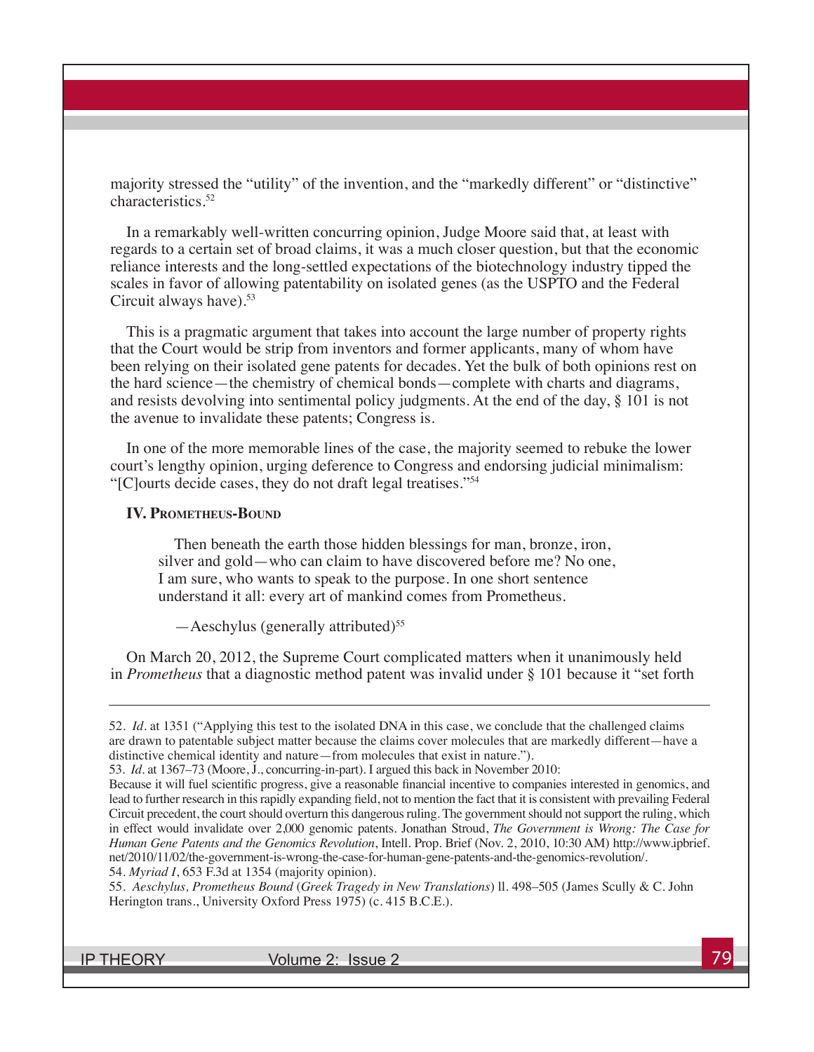majority stressed the "utility" of the invention, and the "markedly different" or "distinctive" characteristics.[52]

In a remarkably well-written concurring opinion, Judge Moore said that, at least with regards to a certain set of broad claims, it was a much closer question, but that the economic reliance interests and the long-settled expectations of the biotechnology industry tipped the scales in favor of allowing patentability on isolated genes (as the USPTO and the Federal Circuit always have).[53]

This is a pragmatic argument that takes into account the large number of property rights that the Court would be strip from inventors and former applicants, many of whom have been relying on their isolated gene patents for decades. Yet the bulk of both opinions rest on the hard science—the chemistry of chemical bonds—complete with charts and diagrams, and resists devolving into sentimental policy judgments. At the end of the day, § 101 is not the avenue to invalidate these patents; Congress is.

In one of the more memorable lines of the case, the majority seemed to rebuke the lower court's lengthy opinion, urging deference to Congress and endorsing judicial minimalism: "[C]ourts decide cases, they do not draft legal treatises."[54]

### IV. Prometheus-Bound

> Then beneath the earth those hidden blessings for man, bronze, iron, silver and gold—who can claim to have discovered before me? No one, I am sure, who wants to speak to the purpose. In one short sentence understand it all: every art of mankind comes from Prometheus.
>
> —Aeschylus (generally attributed)[55]

On March 20, 2012, the Supreme Court complicated matters when it unanimously held in *Prometheus* that a diagnostic method patent was invalid under § 101 because it "set forth

---

52. *Id.* at 1351 ("Applying this test to the isolated DNA in this case, we conclude that the challenged claims are drawn to patentable subject matter because the claims cover molecules that are markedly different—have a distinctive chemical identity and nature—from molecules that exist in nature.").

53. *Id.* at 1367–73 (Moore, J., concurring-in-part). I argued this back in November 2010:
Because it will fuel scientific progress, give a reasonable financial incentive to companies interested in genomics, and lead to further research in this rapidly expanding field, not to mention the fact that it is consistent with prevailing Federal Circuit precedent, the court should overturn this dangerous ruling. The government should not support the ruling, which in effect would invalidate over 2,000 genomic patents. Jonathan Stroud, *The Government is Wrong: The Case for Human Gene Patents and the Genomics Revolution*, Intell. Prop. Brief (Nov. 2, 2010, 10:30 AM) http://www.ipbrief.net/2010/11/02/the-government-is-wrong-the-case-for-human-gene-patents-and-the-genomics-revolution/.

54. *Myriad I*, 653 F.3d at 1354 (majority opinion).

55. *Aeschylus, Prometheus Bound* (*Greek Tragedy in New Translations*) ll. 498–505 (James Scully & C. John Herington trans., University Oxford Press 1975) (c. 415 B.C.E.).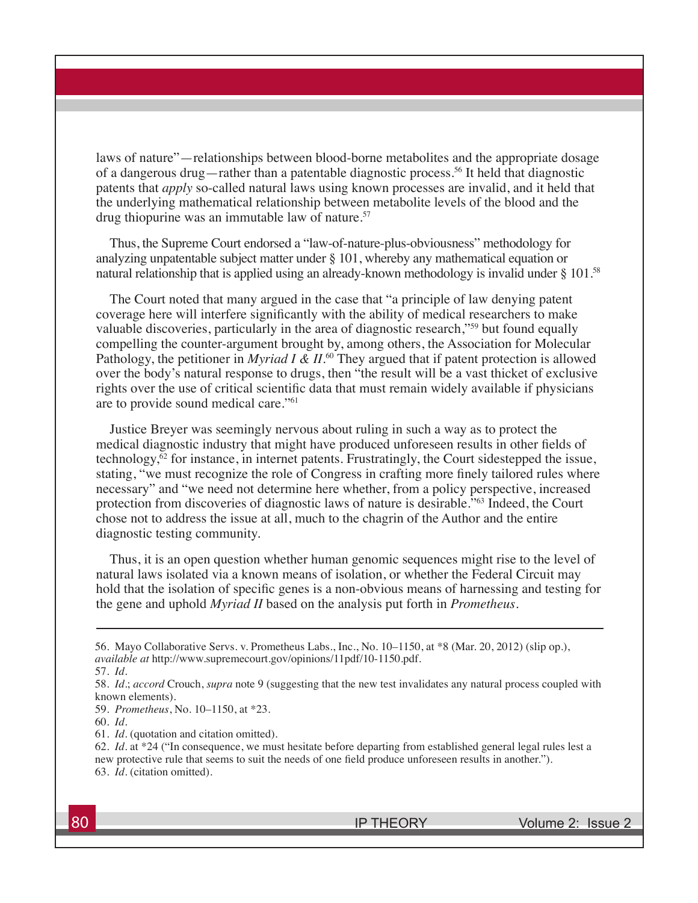laws of nature"—relationships between blood-borne metabolites and the appropriate dosage of a dangerous drug—rather than a patentable diagnostic process.[56] It held that diagnostic patents that *apply* so-called natural laws using known processes are invalid, and it held that the underlying mathematical relationship between metabolite levels of the blood and the drug thiopurine was an immutable law of nature.[57]

Thus, the Supreme Court endorsed a "law-of-nature-plus-obviousness" methodology for analyzing unpatentable subject matter under § 101, whereby any mathematical equation or natural relationship that is applied using an already-known methodology is invalid under § 101.[58]

The Court noted that many argued in the case that "a principle of law denying patent coverage here will interfere significantly with the ability of medical researchers to make valuable discoveries, particularly in the area of diagnostic research,"[59] but found equally compelling the counter-argument brought by, among others, the Association for Molecular Pathology, the petitioner in *Myriad I & II*.[60] They argued that if patent protection is allowed over the body's natural response to drugs, then "the result will be a vast thicket of exclusive rights over the use of critical scientific data that must remain widely available if physicians are to provide sound medical care."[61]

Justice Breyer was seemingly nervous about ruling in such a way as to protect the medical diagnostic industry that might have produced unforeseen results in other fields of technology,[62] for instance, in internet patents. Frustratingly, the Court sidestepped the issue, stating, "we must recognize the role of Congress in crafting more finely tailored rules where necessary" and "we need not determine here whether, from a policy perspective, increased protection from discoveries of diagnostic laws of nature is desirable."[63] Indeed, the Court chose not to address the issue at all, much to the chagrin of the Author and the entire diagnostic testing community.

Thus, it is an open question whether human genomic sequences might rise to the level of natural laws isolated via a known means of isolation, or whether the Federal Circuit may hold that the isolation of specific genes is a non-obvious means of harnessing and testing for the gene and uphold *Myriad II* based on the analysis put forth in *Prometheus*.

---

56. Mayo Collaborative Servs. v. Prometheus Labs., Inc., No. 10–1150, at *8 (Mar. 20, 2012) (slip op.), *available at* http://www.supremecourt.gov/opinions/11pdf/10-1150.pdf.
57. *Id*.
58. *Id*.; *accord* Crouch, *supra* note 9 (suggesting that the new test invalidates any natural process coupled with known elements).
59. *Prometheus*, No. 10–1150, at *23.
60. *Id*.
61. *Id*. (quotation and citation omitted).
62. *Id*. at *24 ("In consequence, we must hesitate before departing from established general legal rules lest a new protective rule that seems to suit the needs of one field produce unforeseen results in another.").
63. *Id*. (citation omitted).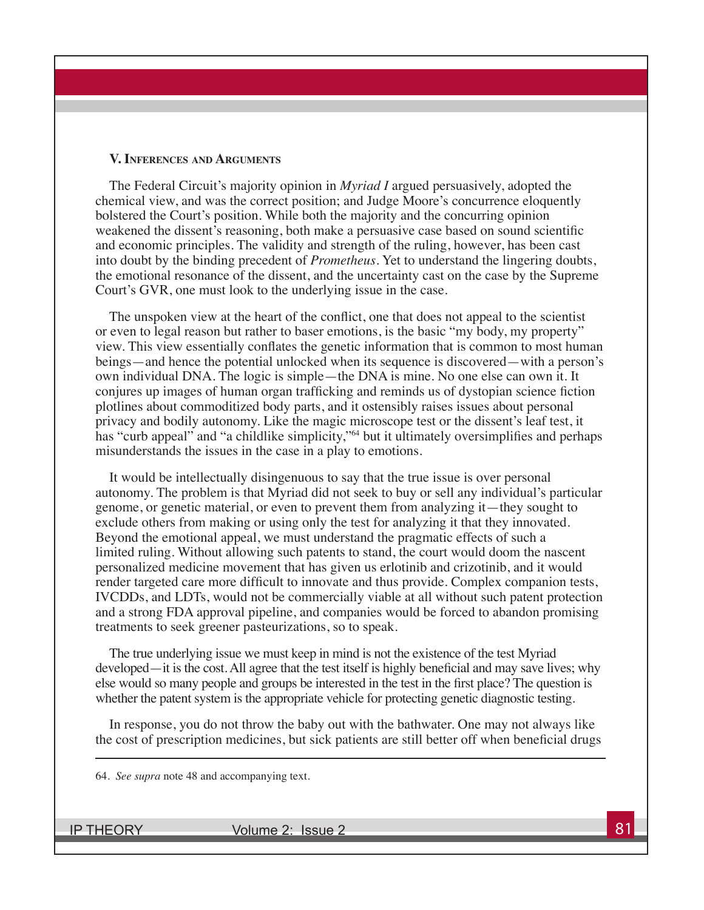### V. Inferences and Arguments

The Federal Circuit's majority opinion in *Myriad I* argued persuasively, adopted the chemical view, and was the correct position; and Judge Moore's concurrence eloquently bolstered the Court's position. While both the majority and the concurring opinion weakened the dissent's reasoning, both make a persuasive case based on sound scientific and economic principles. The validity and strength of the ruling, however, has been cast into doubt by the binding precedent of *Prometheus*. Yet to understand the lingering doubts, the emotional resonance of the dissent, and the uncertainty cast on the case by the Supreme Court's GVR, one must look to the underlying issue in the case.

The unspoken view at the heart of the conflict, one that does not appeal to the scientist or even to legal reason but rather to baser emotions, is the basic "my body, my property" view. This view essentially conflates the genetic information that is common to most human beings—and hence the potential unlocked when its sequence is discovered—with a person's own individual DNA. The logic is simple—the DNA is mine. No one else can own it. It conjures up images of human organ trafficking and reminds us of dystopian science fiction plotlines about commoditized body parts, and it ostensibly raises issues about personal privacy and bodily autonomy. Like the magic microscope test or the dissent's leaf test, it has "curb appeal" and "a childlike simplicity,"[64] but it ultimately oversimplifies and perhaps misunderstands the issues in the case in a play to emotions.

It would be intellectually disingenuous to say that the true issue is over personal autonomy. The problem is that Myriad did not seek to buy or sell any individual's particular genome, or genetic material, or even to prevent them from analyzing it—they sought to exclude others from making or using only the test for analyzing it that they innovated. Beyond the emotional appeal, we must understand the pragmatic effects of such a limited ruling. Without allowing such patents to stand, the court would doom the nascent personalized medicine movement that has given us erlotinib and crizotinib, and it would render targeted care more difficult to innovate and thus provide. Complex companion tests, IVCDDs, and LDTs, would not be commercially viable at all without such patent protection and a strong FDA approval pipeline, and companies would be forced to abandon promising treatments to seek greener pasteurizations, so to speak.

The true underlying issue we must keep in mind is not the existence of the test Myriad developed—it is the cost. All agree that the test itself is highly beneficial and may save lives; why else would so many people and groups be interested in the test in the first place? The question is whether the patent system is the appropriate vehicle for protecting genetic diagnostic testing.

In response, you do not throw the baby out with the bathwater. One may not always like the cost of prescription medicines, but sick patients are still better off when beneficial drugs

---

64. *See supra* note 48 and accompanying text.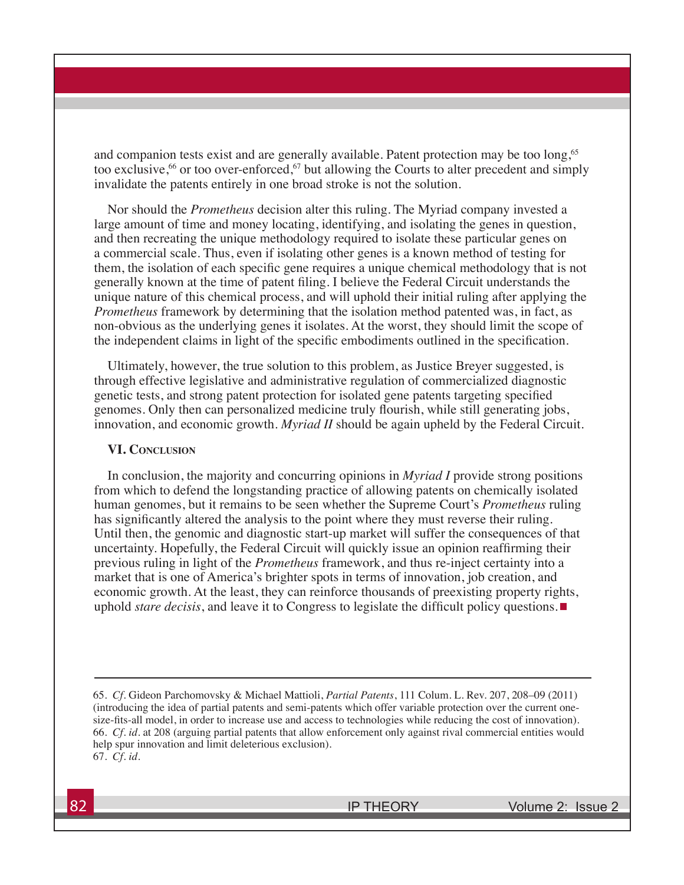and companion tests exist and are generally available. Patent protection may be too long,[65] too exclusive,[66] or too over-enforced,[67] but allowing the Courts to alter precedent and simply invalidate the patents entirely in one broad stroke is not the solution.

Nor should the *Prometheus* decision alter this ruling. The Myriad company invested a large amount of time and money locating, identifying, and isolating the genes in question, and then recreating the unique methodology required to isolate these particular genes on a commercial scale. Thus, even if isolating other genes is a known method of testing for them, the isolation of each specific gene requires a unique chemical methodology that is not generally known at the time of patent filing. I believe the Federal Circuit understands the unique nature of this chemical process, and will uphold their initial ruling after applying the *Prometheus* framework by determining that the isolation method patented was, in fact, as non-obvious as the underlying genes it isolates. At the worst, they should limit the scope of the independent claims in light of the specific embodiments outlined in the specification.

Ultimately, however, the true solution to this problem, as Justice Breyer suggested, is through effective legislative and administrative regulation of commercialized diagnostic genetic tests, and strong patent protection for isolated gene patents targeting specified genomes. Only then can personalized medicine truly flourish, while still generating jobs, innovation, and economic growth. *Myriad II* should be again upheld by the Federal Circuit.

### VI. Conclusion

In conclusion, the majority and concurring opinions in *Myriad I* provide strong positions from which to defend the longstanding practice of allowing patents on chemically isolated human genomes, but it remains to be seen whether the Supreme Court's *Prometheus* ruling has significantly altered the analysis to the point where they must reverse their ruling. Until then, the genomic and diagnostic start-up market will suffer the consequences of that uncertainty. Hopefully, the Federal Circuit will quickly issue an opinion reaffirming their previous ruling in light of the *Prometheus* framework, and thus re-inject certainty into a market that is one of America's brighter spots in terms of innovation, job creation, and economic growth. At the least, they can reinforce thousands of preexisting property rights, uphold *stare decisis*, and leave it to Congress to legislate the difficult policy questions. ■

---

65. *Cf*. Gideon Parchomovsky & Michael Mattioli, *Partial Patents*, 111 Colum. L. Rev. 207, 208–09 (2011) (introducing the idea of partial patents and semi-patents which offer variable protection over the current one-size-fits-all model, in order to increase use and access to technologies while reducing the cost of innovation).

66. *Cf*. *id*. at 208 (arguing partial patents that allow enforcement only against rival commercial entities would help spur innovation and limit deleterious exclusion).

67. *Cf*. *id*.